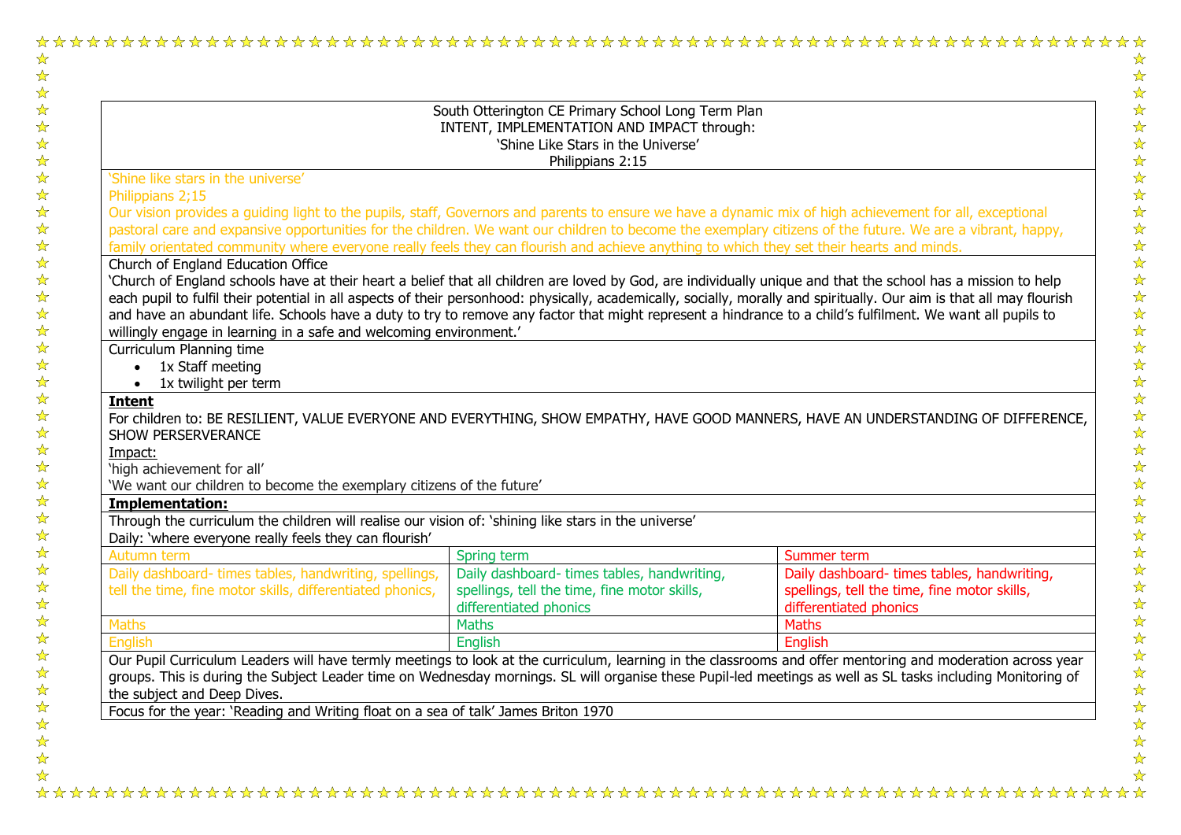South Otterington CE Primary School Long Term Plan
INTENT, IMPLEMENTATION AND IMPACT through:
'Shine Like Stars in the Universe'
Philippians 2:15

'Shine like stars in the universe'
Philippians 2;15
Our vision provides a guiding light to the pupils, staff, Governors and parents to ensure we have a dynamic mix of high achievement for all, exceptional pastoral care and expansive opportunities for the children. We want our children to become the exemplary citizens of the future. We are a vibrant, happy, family orientated community where everyone really feels they can flourish and achieve anything to which they set their hearts and minds.

Church of England Education Office
'Church of England schools have at their heart a belief that all children are loved by God, are individually unique and that the school has a mission to help each pupil to fulfil their potential in all aspects of their personhood: physically, academically, socially, morally and spiritually. Our aim is that all may flourish and have an abundant life. Schools have a duty to try to remove any factor that might represent a hindrance to a child's fulfilment. We want all pupils to willingly engage in learning in a safe and welcoming environment.'

Curriculum Planning time

- 1x Staff meeting
- 1x twilight per term

**<u>Intent</u>**
For children to: BE RESILIENT, VALUE EVERYONE AND EVERYTHING, SHOW EMPATHY, HAVE GOOD MANNERS, HAVE AN UNDERSTANDING OF DIFFERENCE, SHOW PERSERVERANCE

<u>Impact:</u>
'high achievement for all'
'We want our children to become the exemplary citizens of the future'

**<u>Implementation:</u>**

Through the curriculum the children will realise our vision of: 'shining like stars in the universe'
Daily: 'where everyone really feels they can flourish'

| Autumn term | Spring term | Summer term |
|---|---|---|
| Daily dashboard- times tables, handwriting, spellings, tell the time, fine motor skills, differentiated phonics, | Daily dashboard- times tables, handwriting, spellings, tell the time, fine motor skills, differentiated phonics | Daily dashboard- times tables, handwriting, spellings, tell the time, fine motor skills, differentiated phonics |
| Maths | Maths | Maths |
| English | English | English |

Our Pupil Curriculum Leaders will have termly meetings to look at the curriculum, learning in the classrooms and offer mentoring and moderation across year groups. This is during the Subject Leader time on Wednesday mornings. SL will organise these Pupil-led meetings as well as SL tasks including Monitoring of the subject and Deep Dives.

Focus for the year: 'Reading and Writing float on a sea of talk' James Briton 1970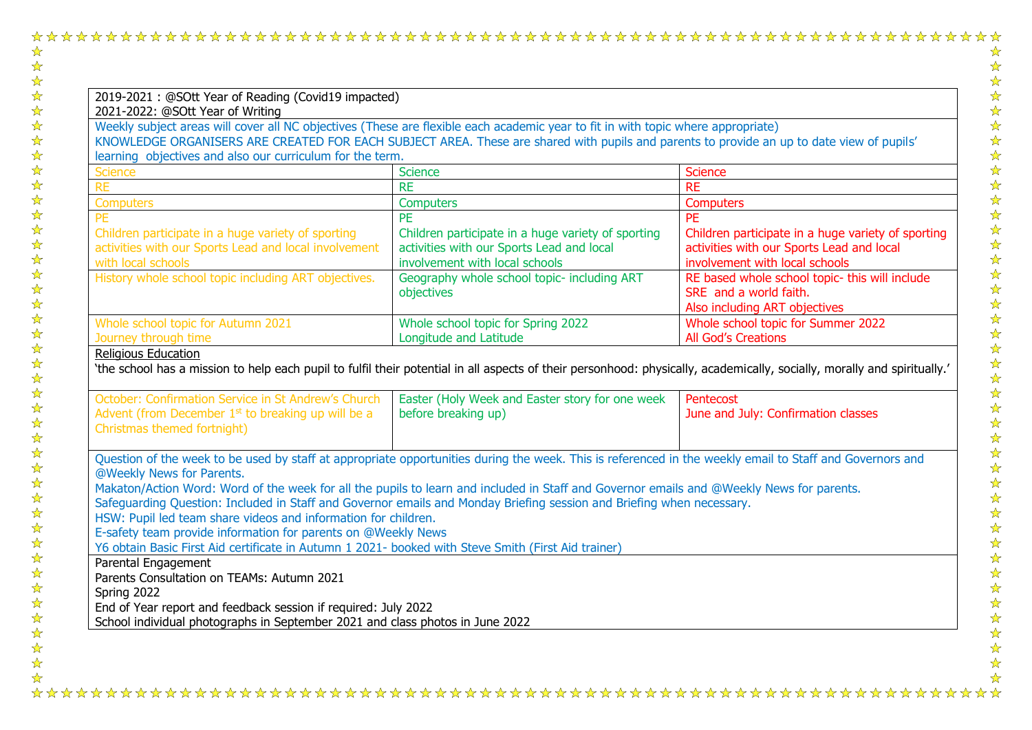| 2019-2021 : @SOtt Year of Reading (Covid19 impacted)<br>2021-2022: @SOtt Year of Writing | | |
|---|---|---|
| Weekly subject areas will cover all NC objectives (These are flexible each academic year to fit in with topic where appropriate)<br>KNOWLEDGE ORGANISERS ARE CREATED FOR EACH SUBJECT AREA. These are shared with pupils and parents to provide an up to date view of pupils' learning objectives and also our curriculum for the term. | | |
| Science | Science | Science |
| RE | RE | RE |
| Computers | Computers | Computers |
| PE<br>Children participate in a huge variety of sporting activities with our Sports Lead and local involvement with local schools | PE<br>Children participate in a huge variety of sporting activities with our Sports Lead and local involvement with local schools | PE<br>Children participate in a huge variety of sporting activities with our Sports Lead and local involvement with local schools |
| History whole school topic including ART objectives. | Geography whole school topic- including ART objectives | RE based whole school topic- this will include SRE and a world faith.<br>Also including ART objectives |
| Whole school topic for Autumn 2021<br>Journey through time | Whole school topic for Spring 2022<br>Longitude and Latitude | Whole school topic for Summer 2022<br>All God's Creations |
| <u>Religious Education</u><br>'the school has a mission to help each pupil to fulfil their potential in all aspects of their personhood: physically, academically, socially, morally and spiritually.' | | |
| October: Confirmation Service in St Andrew's Church<br>Advent (from December 1st to breaking up will be a Christmas themed fortnight) | Easter (Holy Week and Easter story for one week before breaking up) | Pentecost<br>June and July: Confirmation classes |
| Question of the week to be used by staff at appropriate opportunities during the week. This is referenced in the weekly email to Staff and Governors and @Weekly News for Parents.<br>Makaton/Action Word: Word of the week for all the pupils to learn and included in Staff and Governor emails and @Weekly News for parents.<br>Safeguarding Question: Included in Staff and Governor emails and Monday Briefing session and Briefing when necessary.<br>HSW: Pupil led team share videos and information for children.<br>E-safety team provide information for parents on @Weekly News<br>Y6 obtain Basic First Aid certificate in Autumn 1 2021- booked with Steve Smith (First Aid trainer) | | |
| Parental Engagement<br>Parents Consultation on TEAMs: Autumn 2021<br>Spring 2022<br>End of Year report and feedback session if required: July 2022<br>School individual photographs in September 2021 and class photos in June 2022 | | |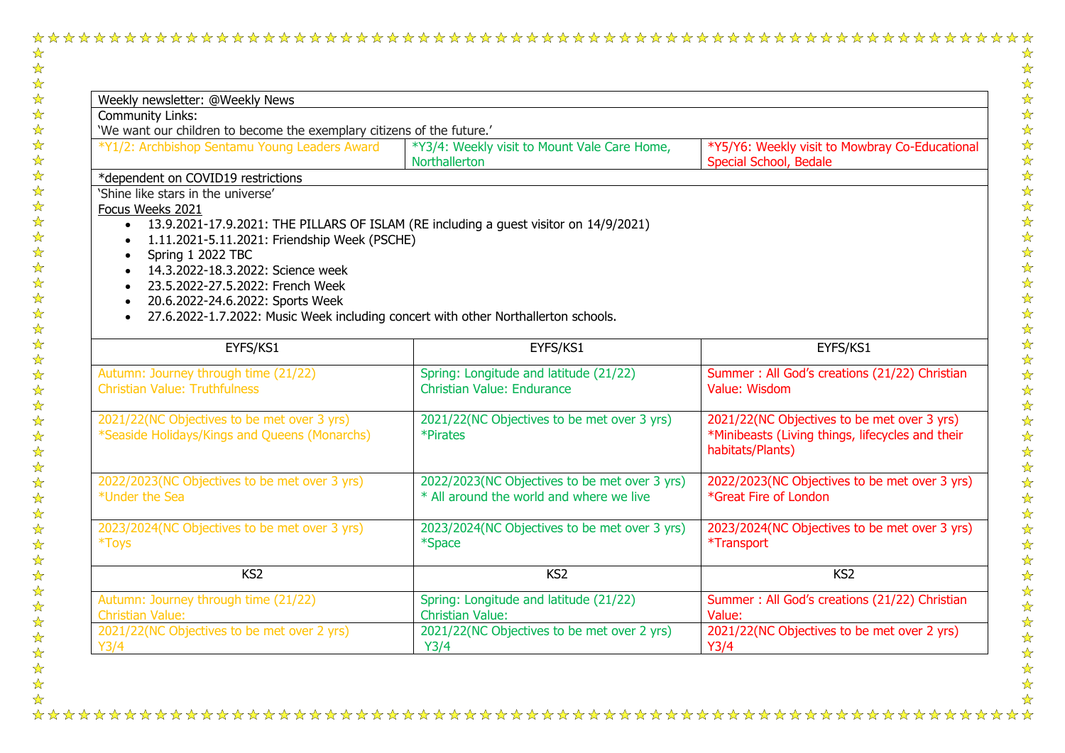Weekly newsletter: @Weekly News

Community Links:

'We want our children to become the exemplary citizens of the future.'

| *Y1/2: Archbishop Sentamu Young Leaders Award | *Y3/4: Weekly visit to Mount Vale Care Home, Northallerton | *Y5/Y6: Weekly visit to Mowbray Co-Educational Special School, Bedale |
|---|---|---|

*dependent on COVID19 restrictions

'Shine like stars in the universe'

Focus Weeks 2021

- 13.9.2021-17.9.2021: THE PILLARS OF ISLAM (RE including a guest visitor on 14/9/2021)
- 1.11.2021-5.11.2021: Friendship Week (PSCHE)
- Spring 1 2022 TBC
- 14.3.2022-18.3.2022: Science week
- 23.5.2022-27.5.2022: French Week
- 20.6.2022-24.6.2022: Sports Week
- 27.6.2022-1.7.2022: Music Week including concert with other Northallerton schools.

| EYFS/KS1 | EYFS/KS1 | EYFS/KS1 |
|---|---|---|
| Autumn: Journey through time (21/22)<br>Christian Value: Truthfulness | Spring: Longitude and latitude (21/22)<br>Christian Value: Endurance | Summer : All God's creations (21/22) Christian Value: Wisdom |
| 2021/22(NC Objectives to be met over 3 yrs)<br>*Seaside Holidays/Kings and Queens (Monarchs) | 2021/22(NC Objectives to be met over 3 yrs)<br>*Pirates | 2021/22(NC Objectives to be met over 3 yrs)<br>*Minibeasts (Living things, lifecycles and their habitats/Plants) |
| 2022/2023(NC Objectives to be met over 3 yrs)<br>*Under the Sea | 2022/2023(NC Objectives to be met over 3 yrs)<br>* All around the world and where we live | 2022/2023(NC Objectives to be met over 3 yrs)<br>*Great Fire of London |
| 2023/2024(NC Objectives to be met over 3 yrs)<br>*Toys | 2023/2024(NC Objectives to be met over 3 yrs)<br>*Space | 2023/2024(NC Objectives to be met over 3 yrs)<br>*Transport |
| **KS2** | **KS2** | **KS2** |
| Autumn: Journey through time (21/22)<br>Christian Value: | Spring: Longitude and latitude (21/22)<br>Christian Value: | Summer : All God's creations (21/22) Christian Value: |
| 2021/22(NC Objectives to be met over 2 yrs)<br>Y3/4 | 2021/22(NC Objectives to be met over 2 yrs)<br>Y3/4 | 2021/22(NC Objectives to be met over 2 yrs)<br>Y3/4 |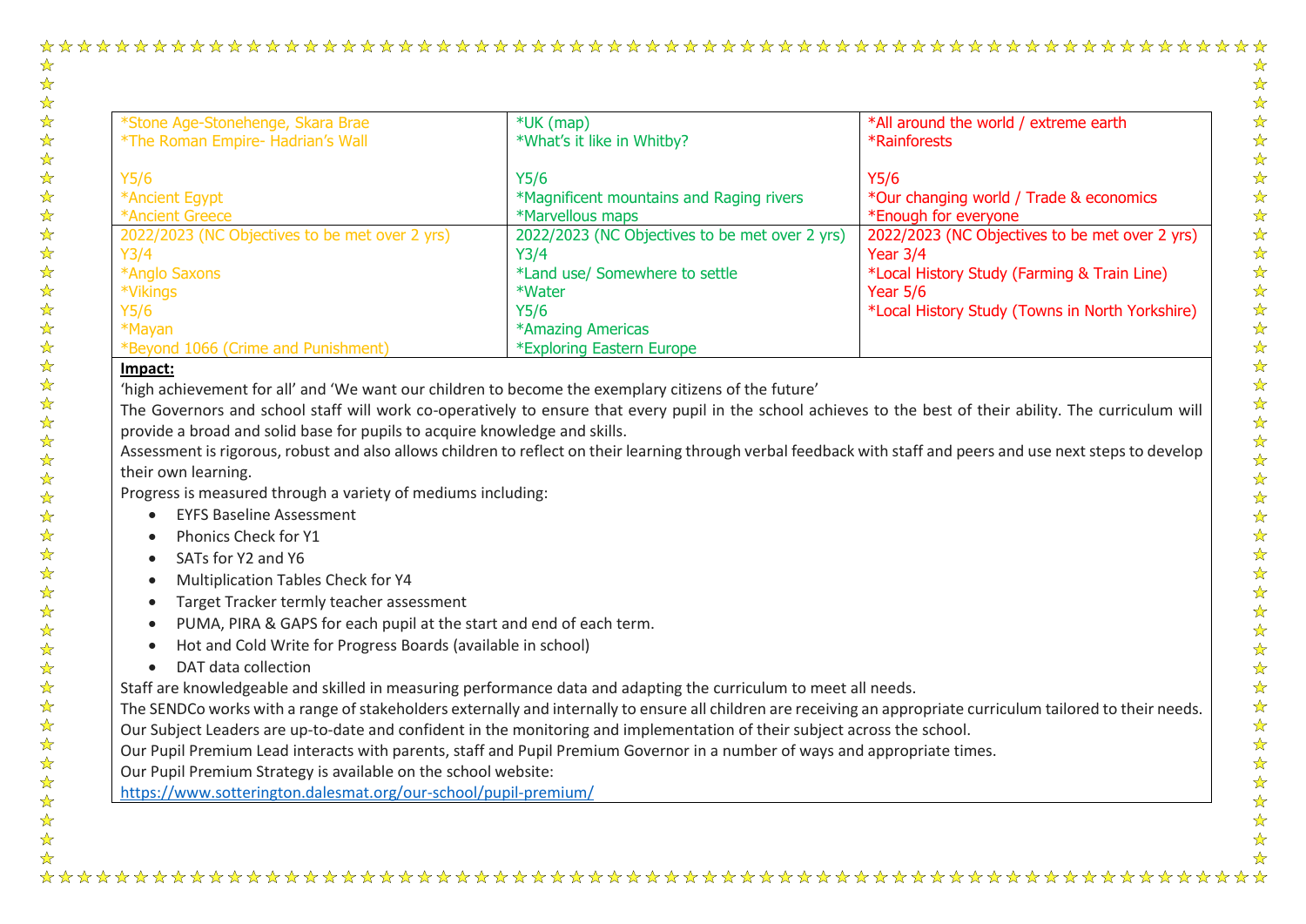| | | |
|---|---|---|
| *Stone Age-Stonehenge, Skara Brae<br>*The Roman Empire- Hadrian's Wall<br><br>Y5/6<br>*Ancient Egypt<br>*Ancient Greece | *UK (map)<br>*What's it like in Whitby?<br><br>Y5/6<br>*Magnificent mountains and Raging rivers<br>*Marvellous maps | *All around the world / extreme earth<br>*Rainforests<br><br>Y5/6<br>*Our changing world / Trade & economics<br>*Enough for everyone |
| 2022/2023 (NC Objectives to be met over 2 yrs)<br>Y3/4<br>*Anglo Saxons<br>*Vikings<br>Y5/6<br>*Mayan<br>*Beyond 1066 (Crime and Punishment) | 2022/2023 (NC Objectives to be met over 2 yrs)<br>Y3/4<br>*Land use/ Somewhere to settle<br>*Water<br>Y5/6<br>*Amazing Americas<br>*Exploring Eastern Europe | 2022/2023 (NC Objectives to be met over 2 yrs)<br>Year 3/4<br>*Local History Study (Farming & Train Line)<br>Year 5/6<br>*Local History Study (Towns in North Yorkshire) |

**Impact:**

'high achievement for all' and 'We want our children to become the exemplary citizens of the future'

The Governors and school staff will work co-operatively to ensure that every pupil in the school achieves to the best of their ability. The curriculum will provide a broad and solid base for pupils to acquire knowledge and skills.

Assessment is rigorous, robust and also allows children to reflect on their learning through verbal feedback with staff and peers and use next steps to develop their own learning.

Progress is measured through a variety of mediums including:

- EYFS Baseline Assessment
- Phonics Check for Y1
- SATs for Y2 and Y6
- Multiplication Tables Check for Y4
- Target Tracker termly teacher assessment
- PUMA, PIRA & GAPS for each pupil at the start and end of each term.
- Hot and Cold Write for Progress Boards (available in school)
- DAT data collection

Staff are knowledgeable and skilled in measuring performance data and adapting the curriculum to meet all needs.

The SENDCo works with a range of stakeholders externally and internally to ensure all children are receiving an appropriate curriculum tailored to their needs.

Our Subject Leaders are up-to-date and confident in the monitoring and implementation of their subject across the school.

Our Pupil Premium Lead interacts with parents, staff and Pupil Premium Governor in a number of ways and appropriate times.

Our Pupil Premium Strategy is available on the school website:
https://www.sotterington.dalesmat.org/our-school/pupil-premium/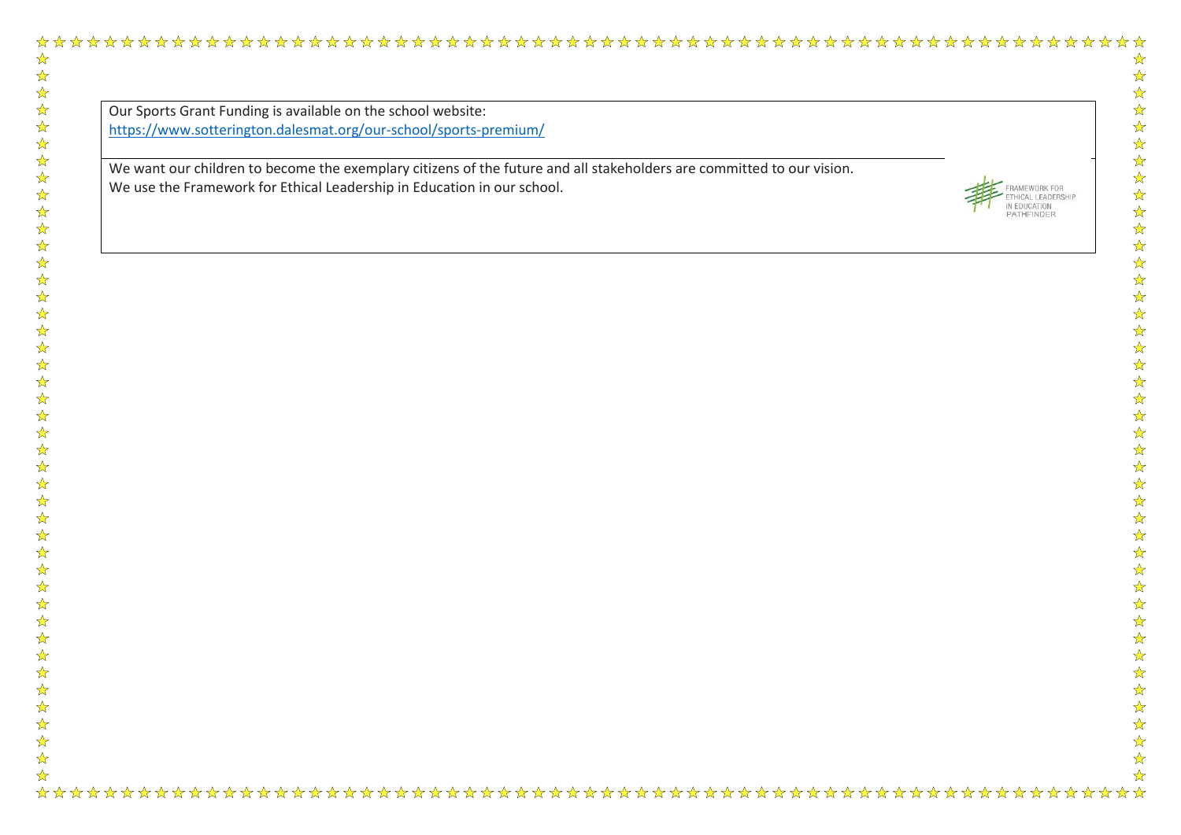Our Sports Grant Funding is available on the school website:
https://www.sotterington.dalesmat.org/our-school/sports-premium/

We want our children to become the exemplary citizens of the future and all stakeholders are committed to our vision.
We use the Framework for Ethical Leadership in Education in our school.

FRAMEWORK FOR ETHICAL LEADERSHIP IN EDUCATION PATHFINDER